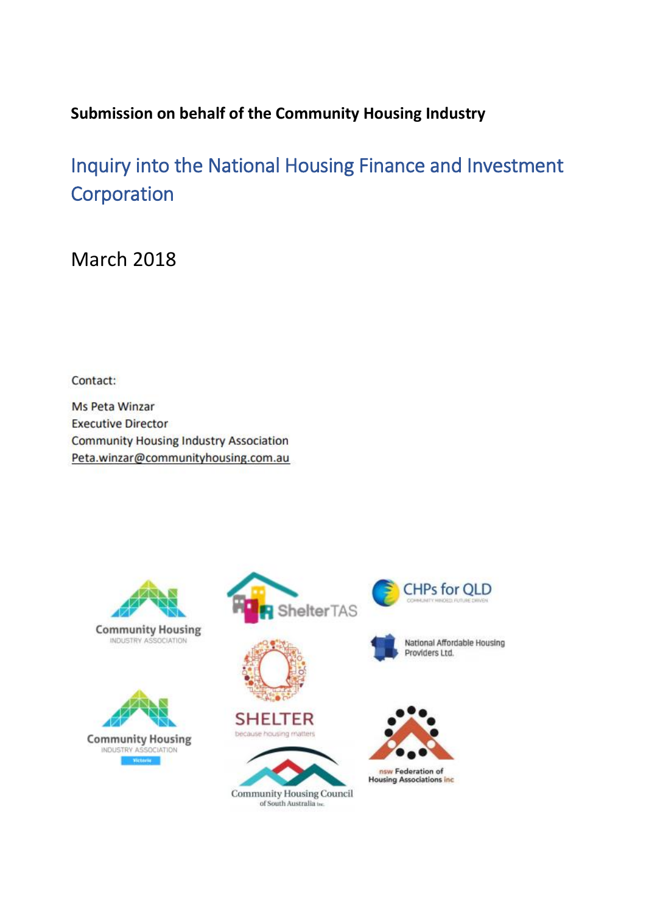**Submission on behalf of the Community Housing Industry**

# Inquiry into the National Housing Finance and Investment Corporation

March 2018

Contact:

Ms Peta Winzar
Executive Director
Community Housing Industry Association
Peta.winzar@communityhousing.com.au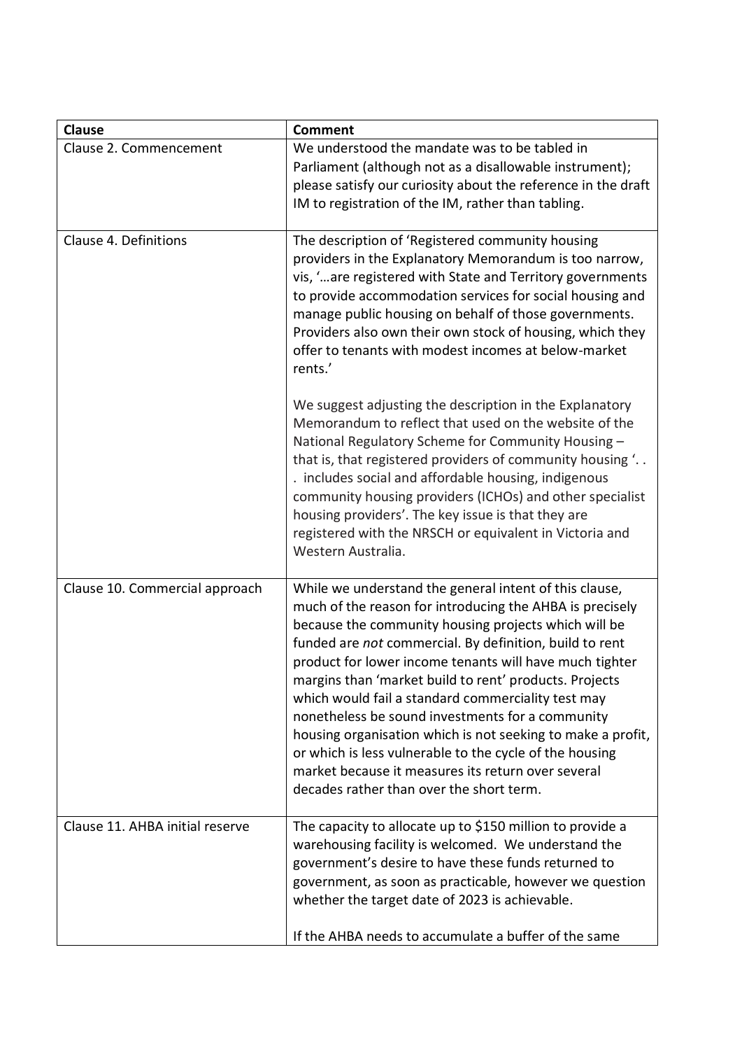| Clause | Comment |
|---|---|
| Clause 2. Commencement | We understood the mandate was to be tabled in Parliament (although not as a disallowable instrument); please satisfy our curiosity about the reference in the draft IM to registration of the IM, rather than tabling. |
| Clause 4. Definitions | The description of 'Registered community housing providers in the Explanatory Memorandum is too narrow, vis, '…are registered with State and Territory governments to provide accommodation services for social housing and manage public housing on behalf of those governments. Providers also own their own stock of housing, which they offer to tenants with modest incomes at below-market rents.'<br><br>We suggest adjusting the description in the Explanatory Memorandum to reflect that used on the website of the National Regulatory Scheme for Community Housing – that is, that registered providers of community housing '. . . includes social and affordable housing, indigenous community housing providers (ICHOs) and other specialist housing providers'. The key issue is that they are registered with the NRSCH or equivalent in Victoria and Western Australia. |
| Clause 10. Commercial approach | While we understand the general intent of this clause, much of the reason for introducing the AHBA is precisely because the community housing projects which will be funded are *not* commercial. By definition, build to rent product for lower income tenants will have much tighter margins than 'market build to rent' products. Projects which would fail a standard commerciality test may nonetheless be sound investments for a community housing organisation which is not seeking to make a profit, or which is less vulnerable to the cycle of the housing market because it measures its return over several decades rather than over the short term. |
| Clause 11. AHBA initial reserve | The capacity to allocate up to $150 million to provide a warehousing facility is welcomed. We understand the government's desire to have these funds returned to government, as soon as practicable, however we question whether the target date of 2023 is achievable.<br><br>If the AHBA needs to accumulate a buffer of the same |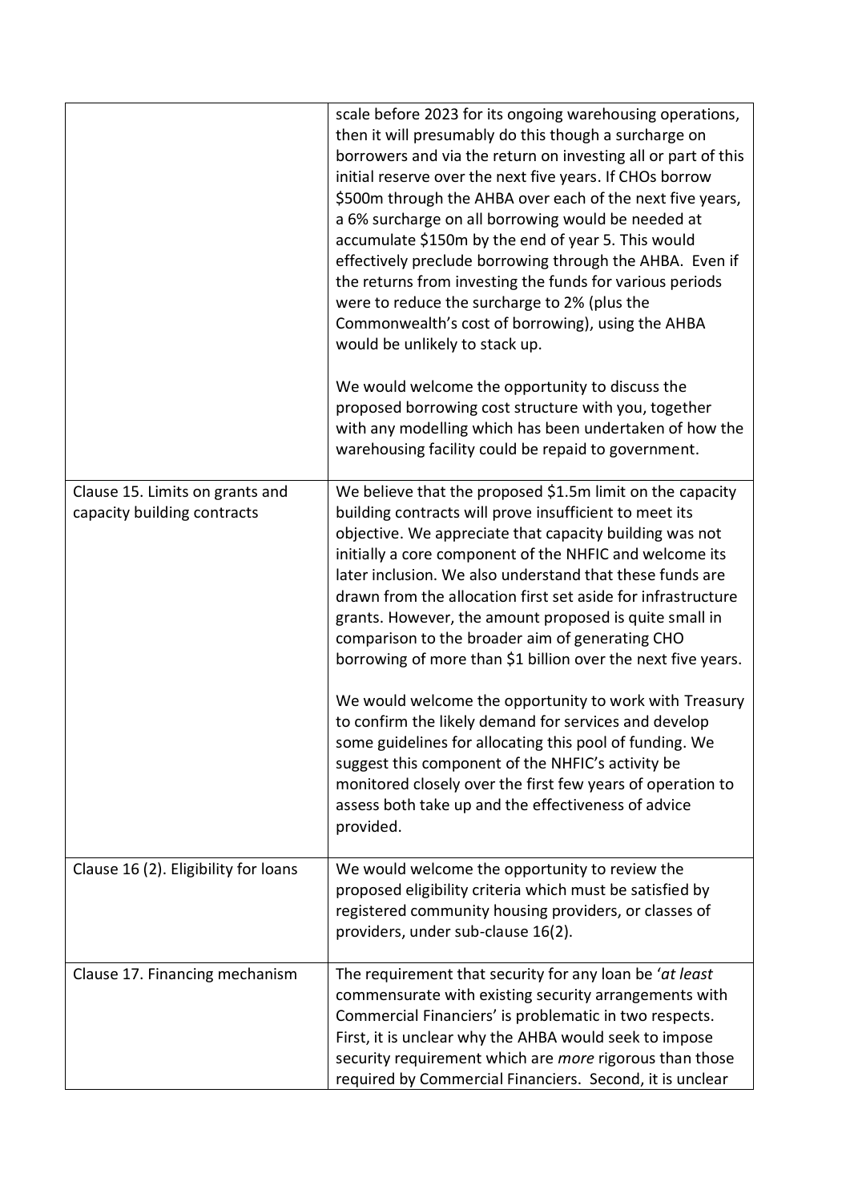| | |
|---|---|
| | scale before 2023 for its ongoing warehousing operations, then it will presumably do this though a surcharge on borrowers and via the return on investing all or part of this initial reserve over the next five years. If CHOs borrow \$500m through the AHBA over each of the next five years, a 6% surcharge on all borrowing would be needed at accumulate \$150m by the end of year 5. This would effectively preclude borrowing through the AHBA. Even if the returns from investing the funds for various periods were to reduce the surcharge to 2% (plus the Commonwealth's cost of borrowing), using the AHBA would be unlikely to stack up.<br><br>We would welcome the opportunity to discuss the proposed borrowing cost structure with you, together with any modelling which has been undertaken of how the warehousing facility could be repaid to government. |
| Clause 15. Limits on grants and capacity building contracts | We believe that the proposed \$1.5m limit on the capacity building contracts will prove insufficient to meet its objective. We appreciate that capacity building was not initially a core component of the NHFIC and welcome its later inclusion. We also understand that these funds are drawn from the allocation first set aside for infrastructure grants. However, the amount proposed is quite small in comparison to the broader aim of generating CHO borrowing of more than \$1 billion over the next five years.<br><br>We would welcome the opportunity to work with Treasury to confirm the likely demand for services and develop some guidelines for allocating this pool of funding. We suggest this component of the NHFIC's activity be monitored closely over the first few years of operation to assess both take up and the effectiveness of advice provided. |
| Clause 16 (2). Eligibility for loans | We would welcome the opportunity to review the proposed eligibility criteria which must be satisfied by registered community housing providers, or classes of providers, under sub-clause 16(2). |
| Clause 17. Financing mechanism | The requirement that security for any loan be '*at least* commensurate with existing security arrangements with Commercial Financiers' is problematic in two respects. First, it is unclear why the AHBA would seek to impose security requirement which are *more* rigorous than those required by Commercial Financiers. Second, it is unclear |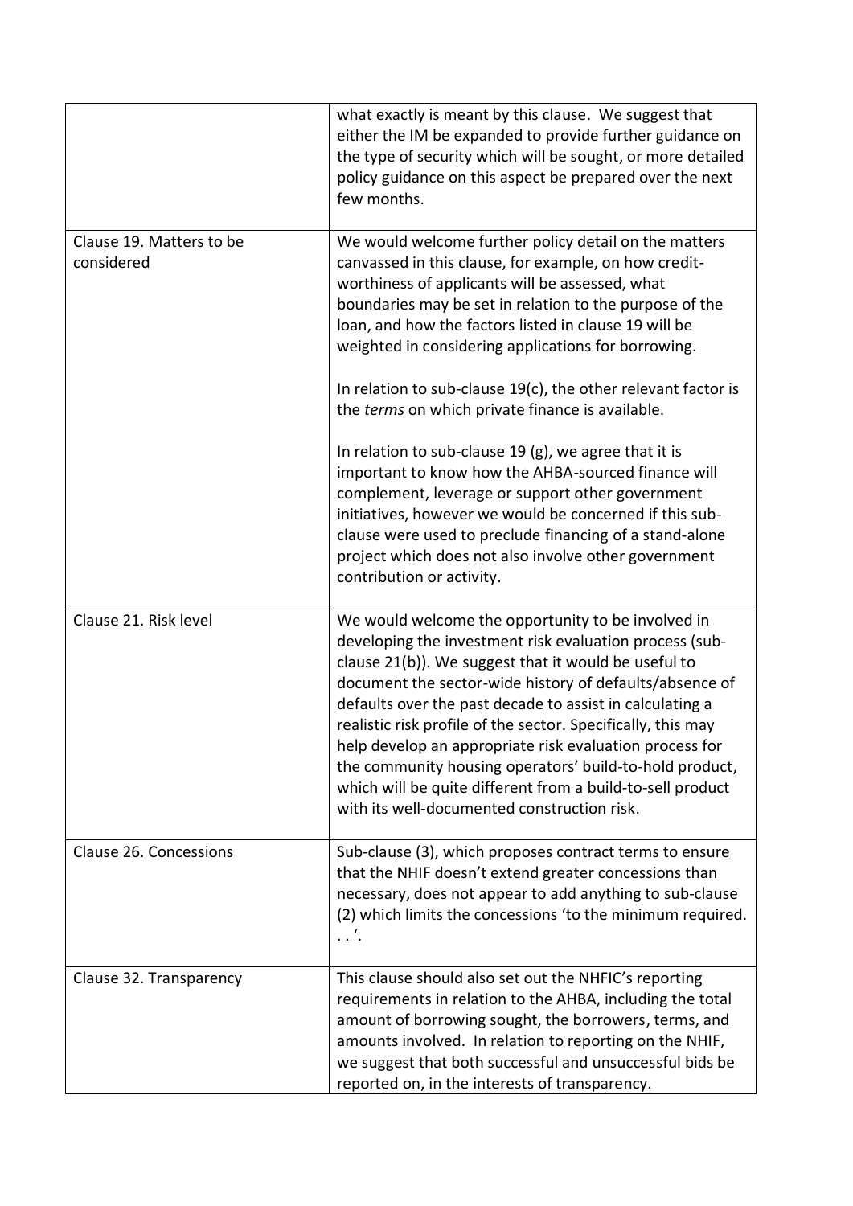| | |
|---|---|
| | what exactly is meant by this clause. We suggest that either the IM be expanded to provide further guidance on the type of security which will be sought, or more detailed policy guidance on this aspect be prepared over the next few months. |
| Clause 19. Matters to be considered | We would welcome further policy detail on the matters canvassed in this clause, for example, on how credit-worthiness of applicants will be assessed, what boundaries may be set in relation to the purpose of the loan, and how the factors listed in clause 19 will be weighted in considering applications for borrowing.<br><br>In relation to sub-clause 19(c), the other relevant factor is the *terms* on which private finance is available.<br><br>In relation to sub-clause 19 (g), we agree that it is important to know how the AHBA-sourced finance will complement, leverage or support other government initiatives, however we would be concerned if this sub-clause were used to preclude financing of a stand-alone project which does not also involve other government contribution or activity. |
| Clause 21. Risk level | We would welcome the opportunity to be involved in developing the investment risk evaluation process (sub-clause 21(b)). We suggest that it would be useful to document the sector-wide history of defaults/absence of defaults over the past decade to assist in calculating a realistic risk profile of the sector. Specifically, this may help develop an appropriate risk evaluation process for the community housing operators' build-to-hold product, which will be quite different from a build-to-sell product with its well-documented construction risk. |
| Clause 26. Concessions | Sub-clause (3), which proposes contract terms to ensure that the NHIF doesn't extend greater concessions than necessary, does not appear to add anything to sub-clause (2) which limits the concessions 'to the minimum required. . .'. |
| Clause 32. Transparency | This clause should also set out the NHFIC's reporting requirements in relation to the AHBA, including the total amount of borrowing sought, the borrowers, terms, and amounts involved. In relation to reporting on the NHIF, we suggest that both successful and unsuccessful bids be reported on, in the interests of transparency. |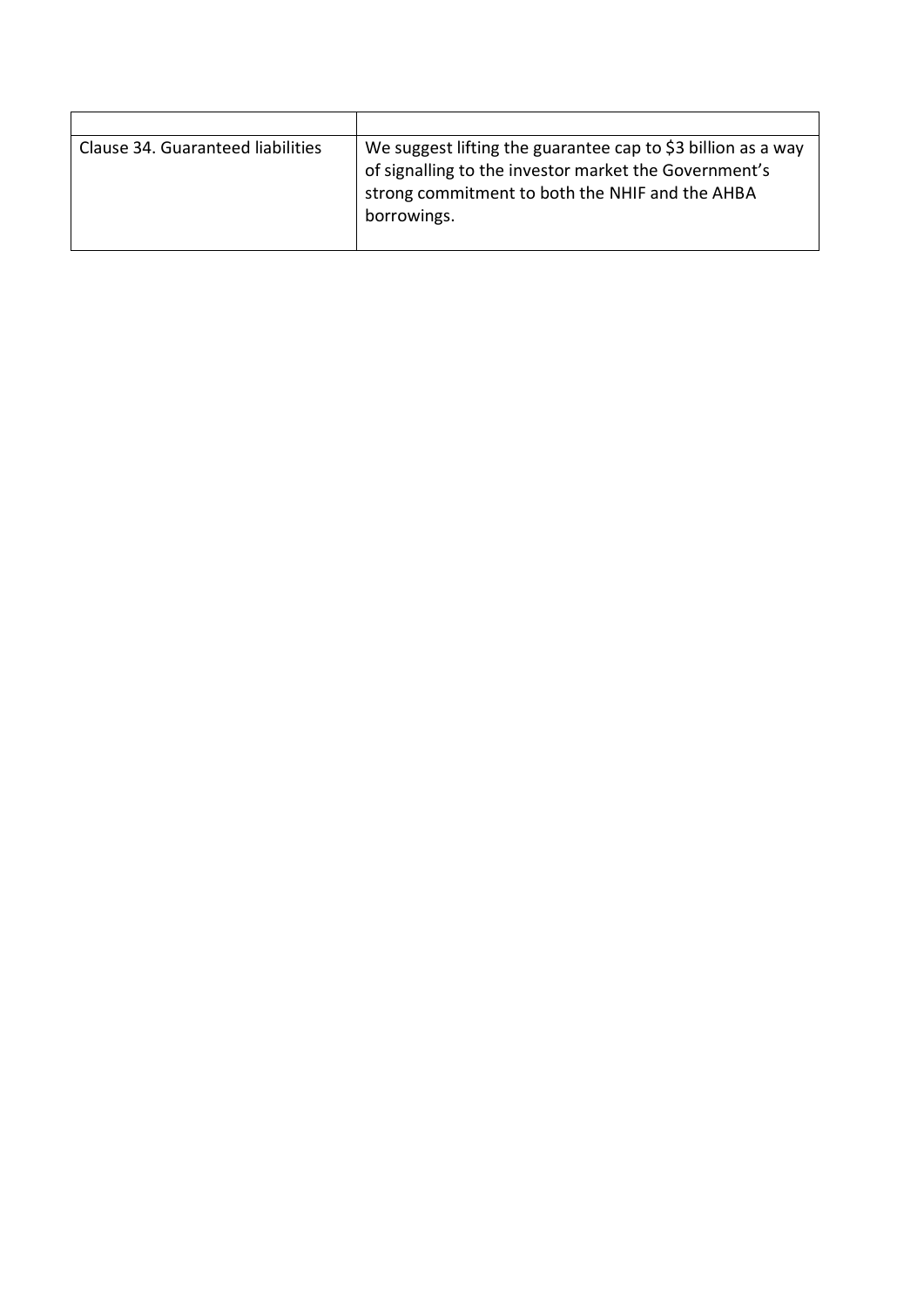| | |
|---|---|
| Clause 34. Guaranteed liabilities | We suggest lifting the guarantee cap to $3 billion as a way of signalling to the investor market the Government's strong commitment to both the NHIF and the AHBA borrowings. |